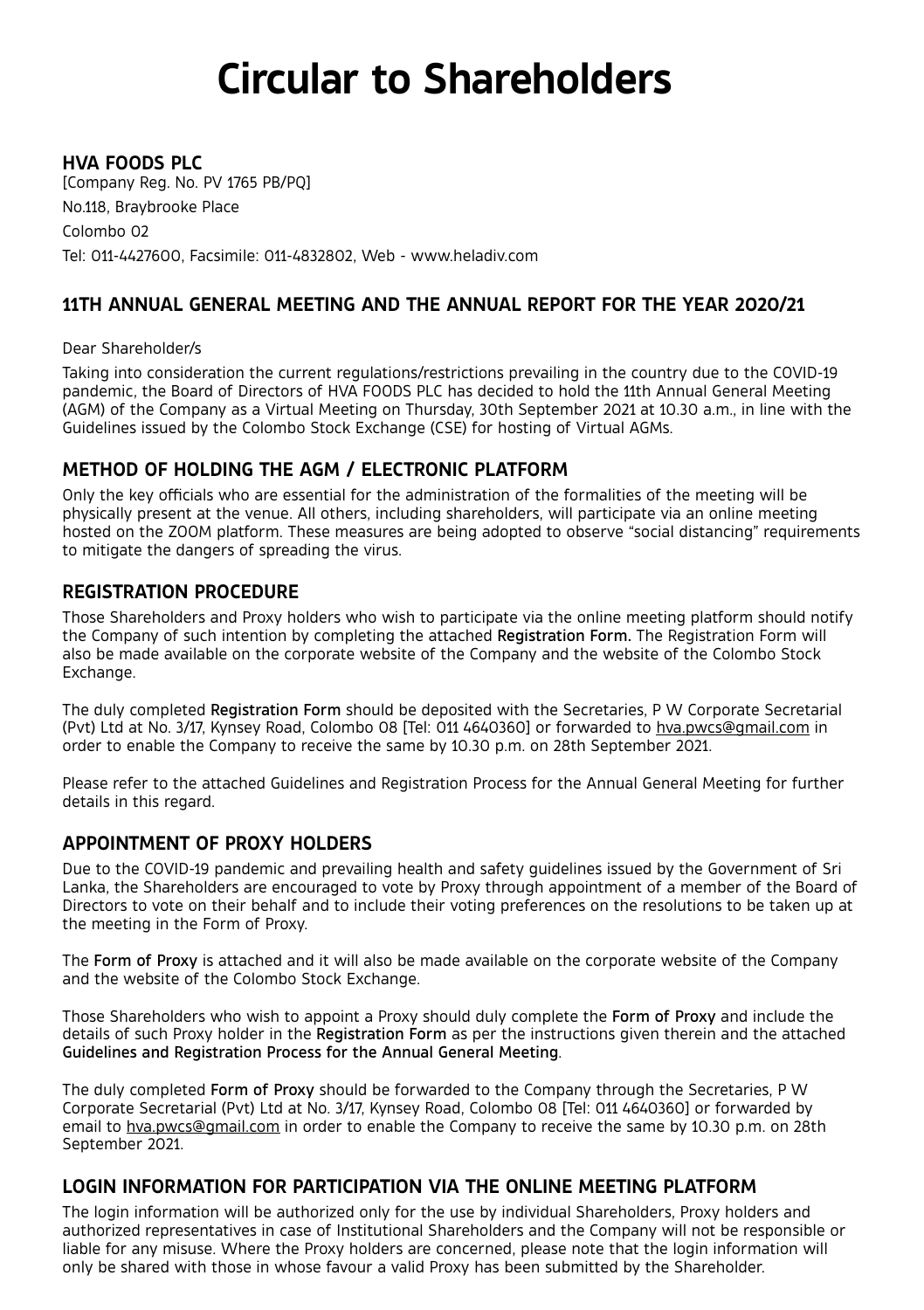# Circular to Shareholders

**HVA FOODS PLC**

[Company Reg. No. PV 1765 PB/PQ]

No.118, Braybrooke Place

Colombo 02

Tel: 011-4427600, Facsimile: 011-4832802, Web - www.heladiv.com

## 11TH ANNUAL GENERAL MEETING AND THE ANNUAL REPORT FOR THE YEAR 2020/21

Dear Shareholder/s

Taking into consideration the current regulations/restrictions prevailing in the country due to the COVID-19 pandemic, the Board of Directors of HVA FOODS PLC has decided to hold the 11th Annual General Meeting (AGM) of the Company as a Virtual Meeting on Thursday, 30th September 2021 at 10.30 a.m., in line with the Guidelines issued by the Colombo Stock Exchange (CSE) for hosting of Virtual AGMs.

## METHOD OF HOLDING THE AGM / ELECTRONIC PLATFORM

Only the key officials who are essential for the administration of the formalities of the meeting will be physically present at the venue. All others, including shareholders, will participate via an online meeting hosted on the ZOOM platform. These measures are being adopted to observe "social distancing" requirements to mitigate the dangers of spreading the virus.

## REGISTRATION PROCEDURE

Those Shareholders and Proxy holders who wish to participate via the online meeting platform should notify the Company of such intention by completing the attached **Registration Form.** The Registration Form will also be made available on the corporate website of the Company and the website of the Colombo Stock Exchange.

The duly completed **Registration Form** should be deposited with the Secretaries, P W Corporate Secretarial (Pvt) Ltd at No. 3/17, Kynsey Road, Colombo 08 [Tel: 011 4640360] or forwarded to hva.pwcs@gmail.com in order to enable the Company to receive the same by 10.30 p.m. on 28th September 2021.

Please refer to the attached Guidelines and Registration Process for the Annual General Meeting for further details in this regard.

## APPOINTMENT OF PROXY HOLDERS

Due to the COVID-19 pandemic and prevailing health and safety guidelines issued by the Government of Sri Lanka, the Shareholders are encouraged to vote by Proxy through appointment of a member of the Board of Directors to vote on their behalf and to include their voting preferences on the resolutions to be taken up at the meeting in the Form of Proxy.

The **Form of Proxy** is attached and it will also be made available on the corporate website of the Company and the website of the Colombo Stock Exchange.

Those Shareholders who wish to appoint a Proxy should duly complete the **Form of Proxy** and include the details of such Proxy holder in the **Registration Form** as per the instructions given therein and the attached **Guidelines and Registration Process for the Annual General Meeting**.

The duly completed **Form of Proxy** should be forwarded to the Company through the Secretaries, P W Corporate Secretarial (Pvt) Ltd at No. 3/17, Kynsey Road, Colombo 08 [Tel: 011 4640360] or forwarded by email to hva.pwcs@gmail.com in order to enable the Company to receive the same by 10.30 p.m. on 28th September 2021.

## LOGIN INFORMATION FOR PARTICIPATION VIA THE ONLINE MEETING PLATFORM

The login information will be authorized only for the use by individual Shareholders, Proxy holders and authorized representatives in case of Institutional Shareholders and the Company will not be responsible or liable for any misuse. Where the Proxy holders are concerned, please note that the login information will only be shared with those in whose favour a valid Proxy has been submitted by the Shareholder.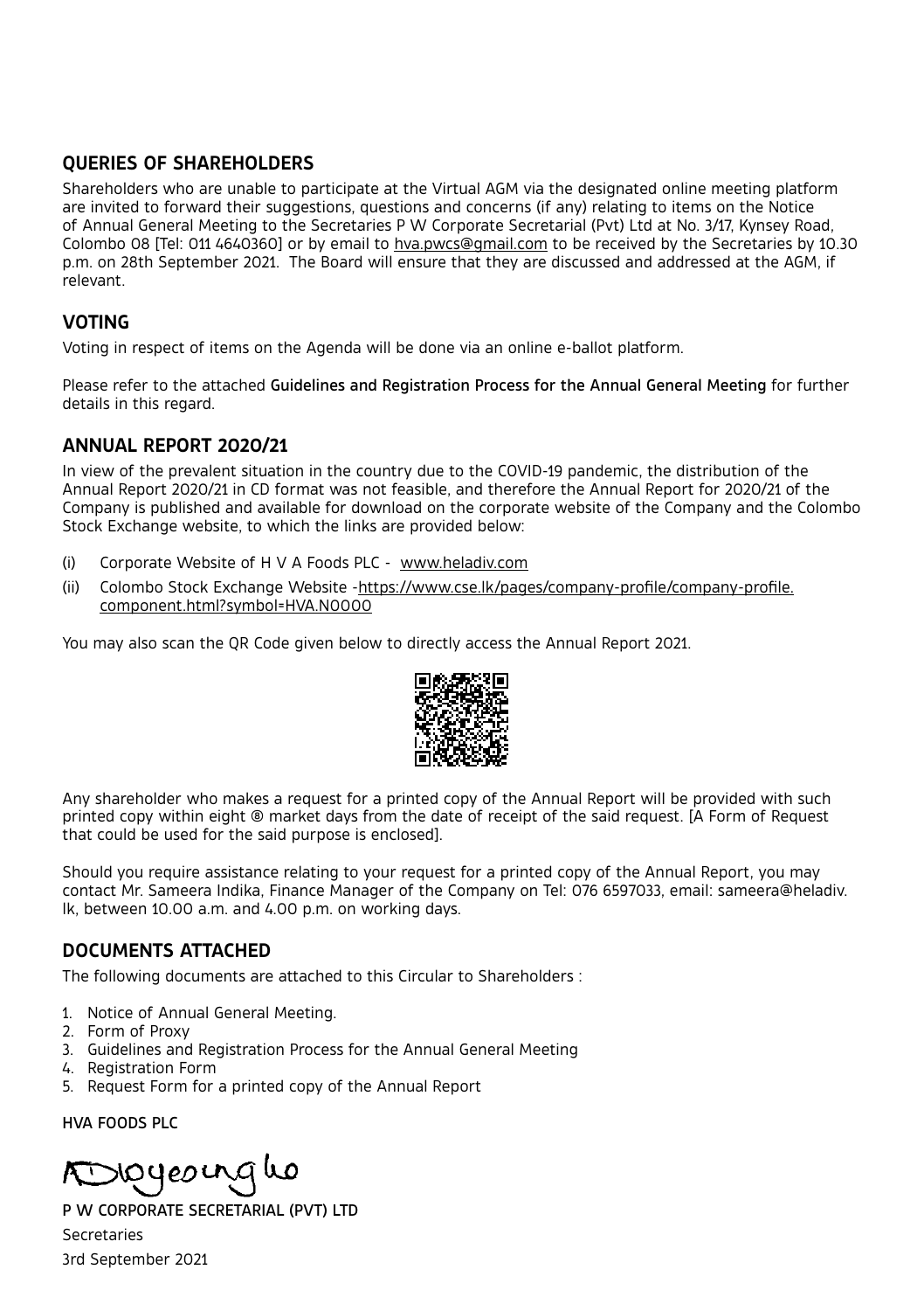## QUERIES OF SHAREHOLDERS

Shareholders who are unable to participate at the Virtual AGM via the designated online meeting platform are invited to forward their suggestions, questions and concerns (if any) relating to items on the Notice of Annual General Meeting to the Secretaries P W Corporate Secretarial (Pvt) Ltd at No. 3/17, Kynsey Road, Colombo 08 [Tel: 011 4640360] or by email to hva.pwcs@gmail.com to be received by the Secretaries by 10.30 p.m. on 28th September 2021. The Board will ensure that they are discussed and addressed at the AGM, if relevant.

## VOTING

Voting in respect of items on the Agenda will be done via an online e-ballot platform.

Please refer to the attached **Guidelines and Registration Process for the Annual General Meeting** for further details in this regard.

## ANNUAL REPORT 2020/21

In view of the prevalent situation in the country due to the COVID-19 pandemic, the distribution of the Annual Report 2020/21 in CD format was not feasible, and therefore the Annual Report for 2020/21 of the Company is published and available for download on the corporate website of the Company and the Colombo Stock Exchange website, to which the links are provided below:

(i) Corporate Website of H V A Foods PLC - www.heladiv.com

(ii) Colombo Stock Exchange Website -https://www.cse.lk/pages/company-profile/company-profile.component.html?symbol=HVA.N0000

You may also scan the QR Code given below to directly access the Annual Report 2021.

Any shareholder who makes a request for a printed copy of the Annual Report will be provided with such printed copy within eight ® market days from the date of receipt of the said request. [A Form of Request that could be used for the said purpose is enclosed].

Should you require assistance relating to your request for a printed copy of the Annual Report, you may contact Mr. Sameera Indika, Finance Manager of the Company on Tel: 076 6597033, email: sameera@heladiv.lk, between 10.00 a.m. and 4.00 p.m. on working days.

## DOCUMENTS ATTACHED

The following documents are attached to this Circular to Shareholders :

1. Notice of Annual General Meeting.
2. Form of Proxy
3. Guidelines and Registration Process for the Annual General Meeting
4. Registration Form
5. Request Form for a printed copy of the Annual Report

**HVA FOODS PLC**

**P W CORPORATE SECRETARIAL (PVT) LTD**

Secretaries

3rd September 2021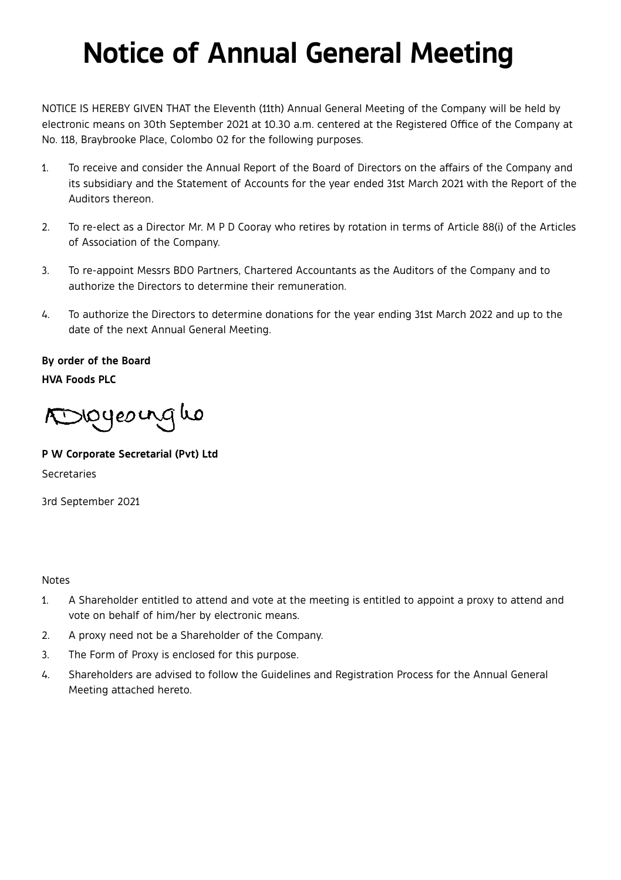# Notice of Annual General Meeting

NOTICE IS HEREBY GIVEN THAT the Eleventh (11th) Annual General Meeting of the Company will be held by electronic means on 30th September 2021 at 10.30 a.m. centered at the Registered Office of the Company at No. 118, Braybrooke Place, Colombo 02 for the following purposes.

1. To receive and consider the Annual Report of the Board of Directors on the affairs of the Company and its subsidiary and the Statement of Accounts for the year ended 31st March 2021 with the Report of the Auditors thereon.

2. To re-elect as a Director Mr. M P D Cooray who retires by rotation in terms of Article 88(i) of the Articles of Association of the Company.

3. To re-appoint Messrs BDO Partners, Chartered Accountants as the Auditors of the Company and to authorize the Directors to determine their remuneration.

4. To authorize the Directors to determine donations for the year ending 31st March 2022 and up to the date of the next Annual General Meeting.

**By order of the Board**

**HVA Foods PLC**

**P W Corporate Secretarial (Pvt) Ltd**

Secretaries

3rd September 2021

Notes

1. A Shareholder entitled to attend and vote at the meeting is entitled to appoint a proxy to attend and vote on behalf of him/her by electronic means.
2. A proxy need not be a Shareholder of the Company.
3. The Form of Proxy is enclosed for this purpose.
4. Shareholders are advised to follow the Guidelines and Registration Process for the Annual General Meeting attached hereto.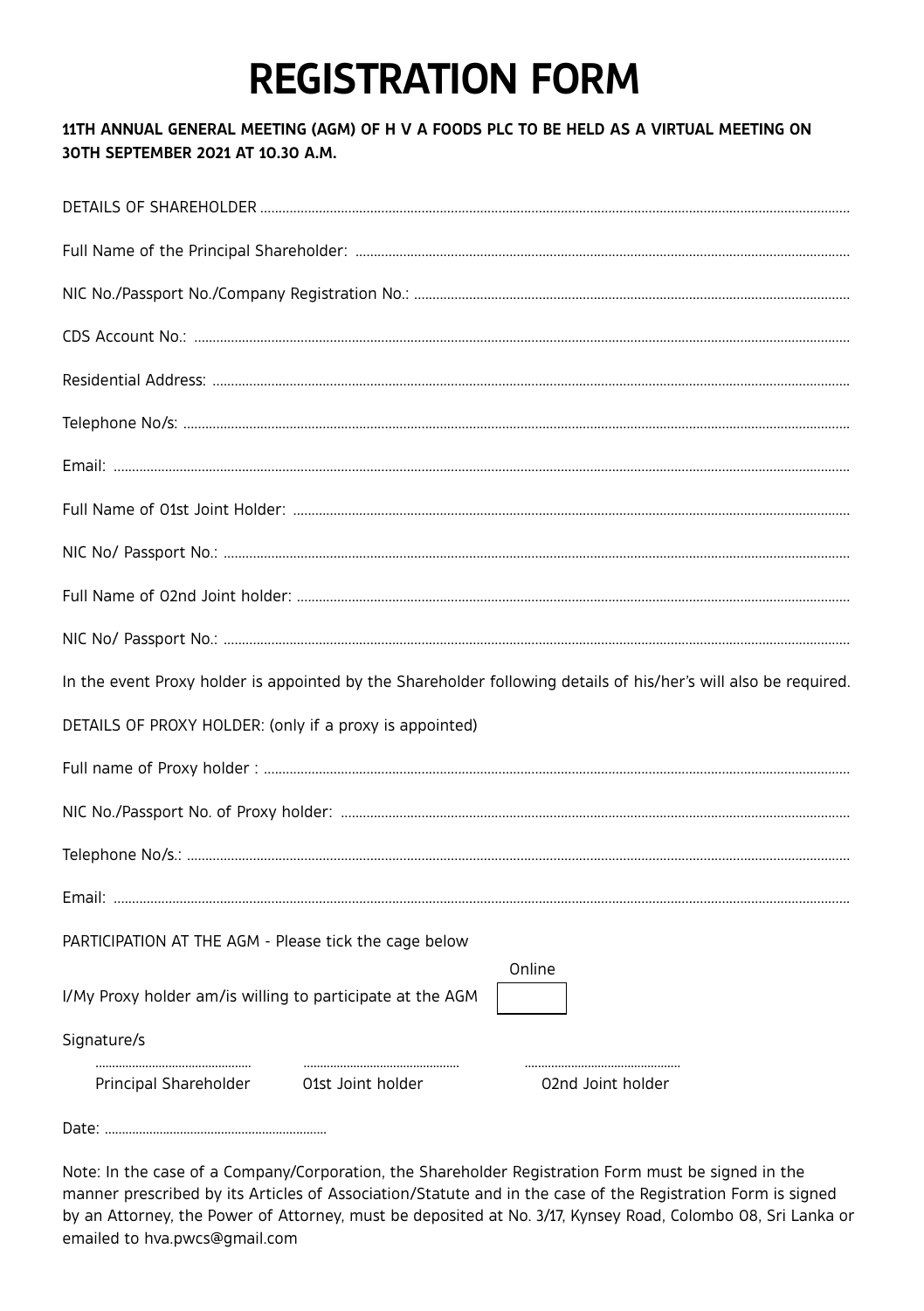# REGISTRATION FORM

**11TH ANNUAL GENERAL MEETING (AGM) OF H V A FOODS PLC TO BE HELD AS A VIRTUAL MEETING ON 30TH SEPTEMBER 2021 AT 10.30 A.M.**

DETAILS OF SHAREHOLDER ..............................................................................................................................................

Full Name of the Principal Shareholder: ......................................................................................................................

NIC No./Passport No./Company Registration No.: ......................................................................................................

CDS Account No.: .......................................................................................................................................................

Residential Address: ...................................................................................................................................................

Telephone No/s: ..........................................................................................................................................................

Email: .........................................................................................................................................................................

Full Name of 01st Joint Holder: ...................................................................................................................................

NIC No/ Passport No.: .................................................................................................................................................

Full Name of 02nd Joint holder: ...................................................................................................................................

NIC No/ Passport No.: .................................................................................................................................................

In the event Proxy holder is appointed by the Shareholder following details of his/her's will also be required.

DETAILS OF PROXY HOLDER: (only if a proxy is appointed)

Full name of Proxy holder : .........................................................................................................................................

NIC No./Passport No. of Proxy holder: ........................................................................................................................

Telephone No/s.: ..........................................................................................................................................................

Email: .........................................................................................................................................................................

PARTICIPATION AT THE AGM - Please tick the cage below

| | Online |
|---|---|
| I/My Proxy holder am/is willing to participate at the AGM | ☐ |

Signature/s

| ............................................. | ............................................. | ............................................. |
|---|---|---|
| Principal Shareholder | 01st Joint holder | 02nd Joint holder |

Date: ................................................................

Note: In the case of a Company/Corporation, the Shareholder Registration Form must be signed in the manner prescribed by its Articles of Association/Statute and in the case of the Registration Form is signed by an Attorney, the Power of Attorney, must be deposited at No. 3/17, Kynsey Road, Colombo 08, Sri Lanka or emailed to hva.pwcs@gmail.com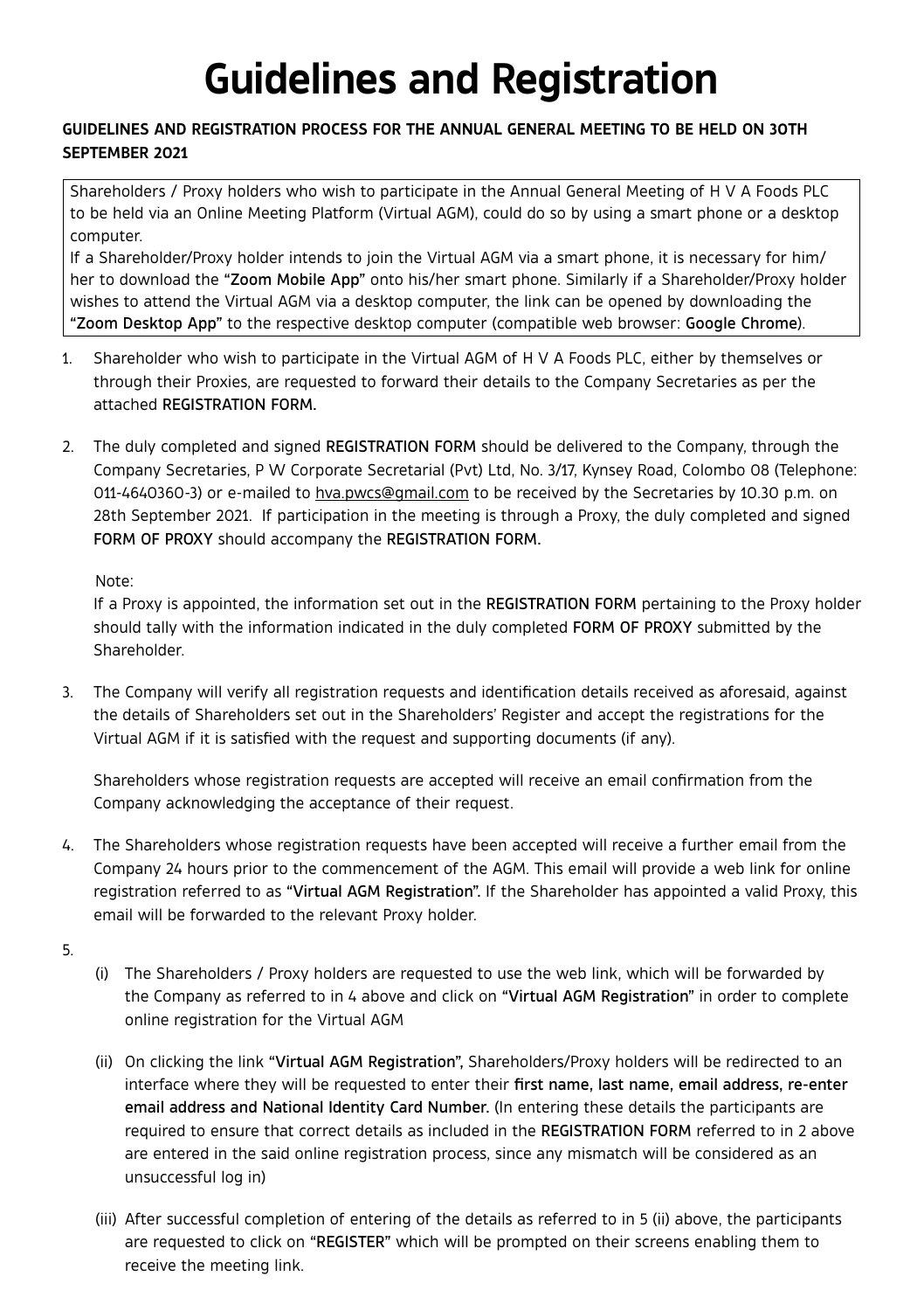# Guidelines and Registration

**GUIDELINES AND REGISTRATION PROCESS FOR THE ANNUAL GENERAL MEETING TO BE HELD ON 30TH SEPTEMBER 2021**

Shareholders / Proxy holders who wish to participate in the Annual General Meeting of H V A Foods PLC to be held via an Online Meeting Platform (Virtual AGM), could do so by using a smart phone or a desktop computer.
If a Shareholder/Proxy holder intends to join the Virtual AGM via a smart phone, it is necessary for him/her to download the **"Zoom Mobile App"** onto his/her smart phone. Similarly if a Shareholder/Proxy holder wishes to attend the Virtual AGM via a desktop computer, the link can be opened by downloading the **"Zoom Desktop App"** to the respective desktop computer (compatible web browser: **Google Chrome**).

1. Shareholder who wish to participate in the Virtual AGM of H V A Foods PLC, either by themselves or through their Proxies, are requested to forward their details to the Company Secretaries as per the attached **REGISTRATION FORM.**

2. The duly completed and signed **REGISTRATION FORM** should be delivered to the Company, through the Company Secretaries, P W Corporate Secretarial (Pvt) Ltd, No. 3/17, Kynsey Road, Colombo 08 (Telephone: 011-4640360-3) or e-mailed to hva.pwcs@gmail.com to be received by the Secretaries by 10.30 p.m. on 28th September 2021. If participation in the meeting is through a Proxy, the duly completed and signed **FORM OF PROXY** should accompany the **REGISTRATION FORM.**

   Note:
   If a Proxy is appointed, the information set out in the **REGISTRATION FORM** pertaining to the Proxy holder should tally with the information indicated in the duly completed **FORM OF PROXY** submitted by the Shareholder.

3. The Company will verify all registration requests and identification details received as aforesaid, against the details of Shareholders set out in the Shareholders' Register and accept the registrations for the Virtual AGM if it is satisfied with the request and supporting documents (if any).

   Shareholders whose registration requests are accepted will receive an email confirmation from the Company acknowledging the acceptance of their request.

4. The Shareholders whose registration requests have been accepted will receive a further email from the Company 24 hours prior to the commencement of the AGM. This email will provide a web link for online registration referred to as **"Virtual AGM Registration".** If the Shareholder has appointed a valid Proxy, this email will be forwarded to the relevant Proxy holder.

5. 
   (i) The Shareholders / Proxy holders are requested to use the web link, which will be forwarded by the Company as referred to in 4 above and click on **"Virtual AGM Registration"** in order to complete online registration for the Virtual AGM

   (ii) On clicking the link **"Virtual AGM Registration",** Shareholders/Proxy holders will be redirected to an interface where they will be requested to enter their **first name, last name, email address, re-enter email address and National Identity Card Number.** (In entering these details the participants are required to ensure that correct details as included in the **REGISTRATION FORM** referred to in 2 above are entered in the said online registration process, since any mismatch will be considered as an unsuccessful log in)

   (iii) After successful completion of entering of the details as referred to in 5 (ii) above, the participants are requested to click on **"REGISTER"** which will be prompted on their screens enabling them to receive the meeting link.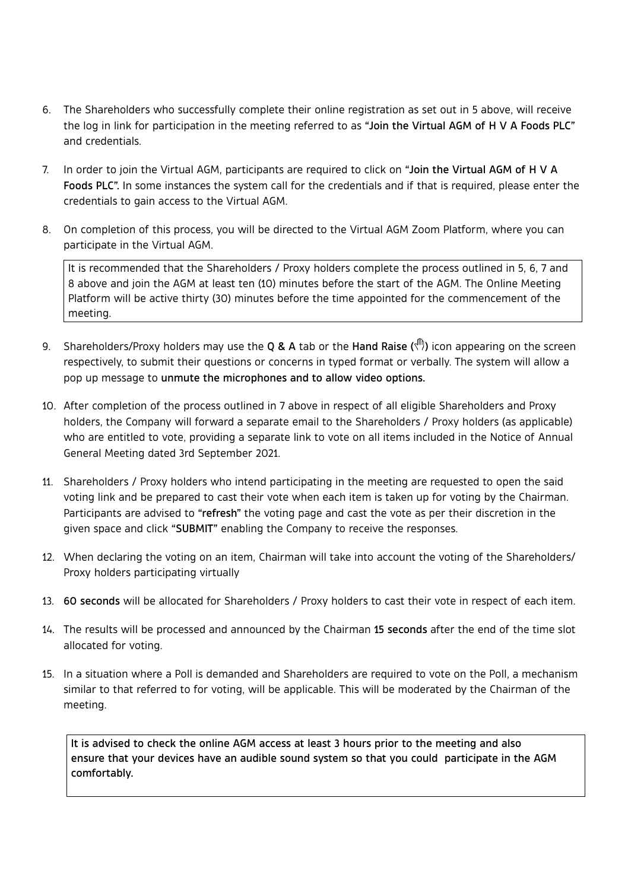6. The Shareholders who successfully complete their online registration as set out in 5 above, will receive the log in link for participation in the meeting referred to as "**Join the Virtual AGM of H V A Foods PLC**" and credentials.

7. In order to join the Virtual AGM, participants are required to click on "**Join the Virtual AGM of H V A Foods PLC**". In some instances the system call for the credentials and if that is required, please enter the credentials to gain access to the Virtual AGM.

8. On completion of this process, you will be directed to the Virtual AGM Zoom Platform, where you can participate in the Virtual AGM.

   It is recommended that the Shareholders / Proxy holders complete the process outlined in 5, 6, 7 and 8 above and join the AGM at least ten (10) minutes before the start of the AGM. The Online Meeting Platform will be active thirty (30) minutes before the time appointed for the commencement of the meeting.

9. Shareholders/Proxy holders may use the **Q & A** tab or the **Hand Raise (✋)** icon appearing on the screen respectively, to submit their questions or concerns in typed format or verbally. The system will allow a pop up message to **unmute the microphones and to allow video options.**

10. After completion of the process outlined in 7 above in respect of all eligible Shareholders and Proxy holders, the Company will forward a separate email to the Shareholders / Proxy holders (as applicable) who are entitled to vote, providing a separate link to vote on all items included in the Notice of Annual General Meeting dated 3rd September 2021.

11. Shareholders / Proxy holders who intend participating in the meeting are requested to open the said voting link and be prepared to cast their vote when each item is taken up for voting by the Chairman. Participants are advised to "**refresh**" the voting page and cast the vote as per their discretion in the given space and click "**SUBMIT**" enabling the Company to receive the responses.

12. When declaring the voting on an item, Chairman will take into account the voting of the Shareholders/ Proxy holders participating virtually

13. **60 seconds** will be allocated for Shareholders / Proxy holders to cast their vote in respect of each item.

14. The results will be processed and announced by the Chairman **15 seconds** after the end of the time slot allocated for voting.

15. In a situation where a Poll is demanded and Shareholders are required to vote on the Poll, a mechanism similar to that referred to for voting, will be applicable. This will be moderated by the Chairman of the meeting.

**It is advised to check the online AGM access at least 3 hours prior to the meeting and also ensure that your devices have an audible sound system so that you could participate in the AGM comfortably.**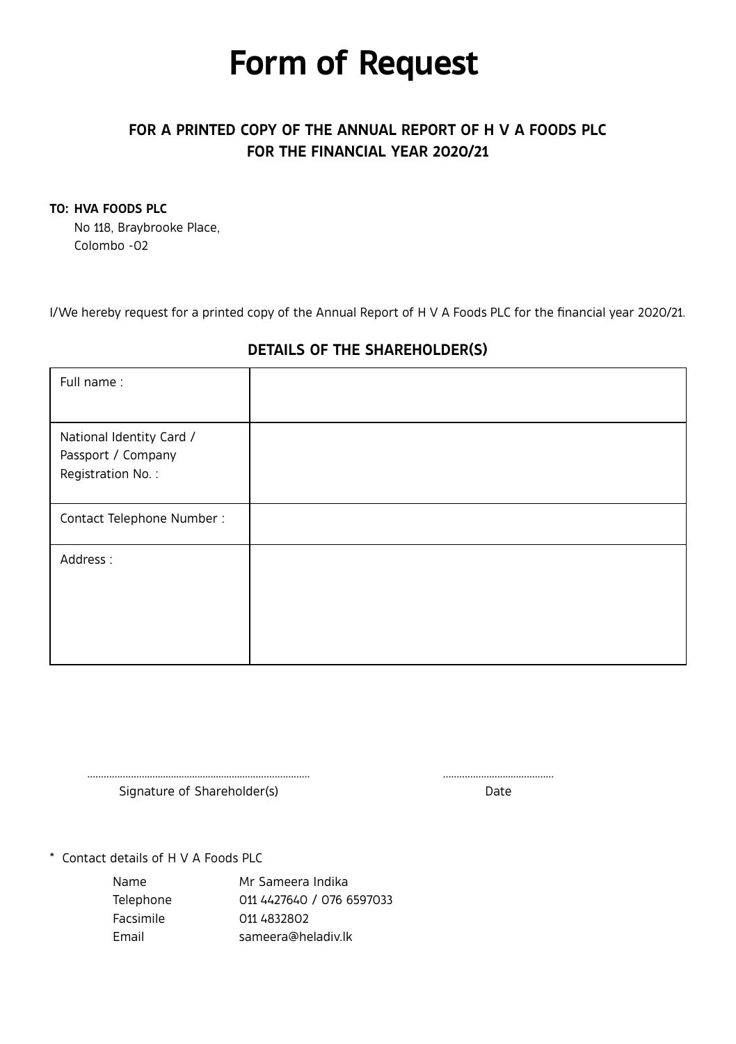# Form of Request

## FOR A PRINTED COPY OF THE ANNUAL REPORT OF H V A FOODS PLC
## FOR THE FINANCIAL YEAR 2020/21

**TO: HVA FOODS PLC**
No 118, Braybrooke Place,
Colombo -02

I/We hereby request for a printed copy of the Annual Report of H V A Foods PLC for the financial year 2020/21.

### DETAILS OF THE SHAREHOLDER(S)

| | |
|---|---|
| Full name : | |
| National Identity Card / Passport / Company Registration No. : | |
| Contact Telephone Number : | |
| Address : | |

.................................................................................
Signature of Shareholder(s)

........................................
Date

\* Contact details of H V A Foods PLC

| | |
|---|---|
| Name | Mr Sameera Indika |
| Telephone | 011 4427640 / 076 6597033 |
| Facsimile | 011 4832802 |
| Email | sameera@heladiv.lk |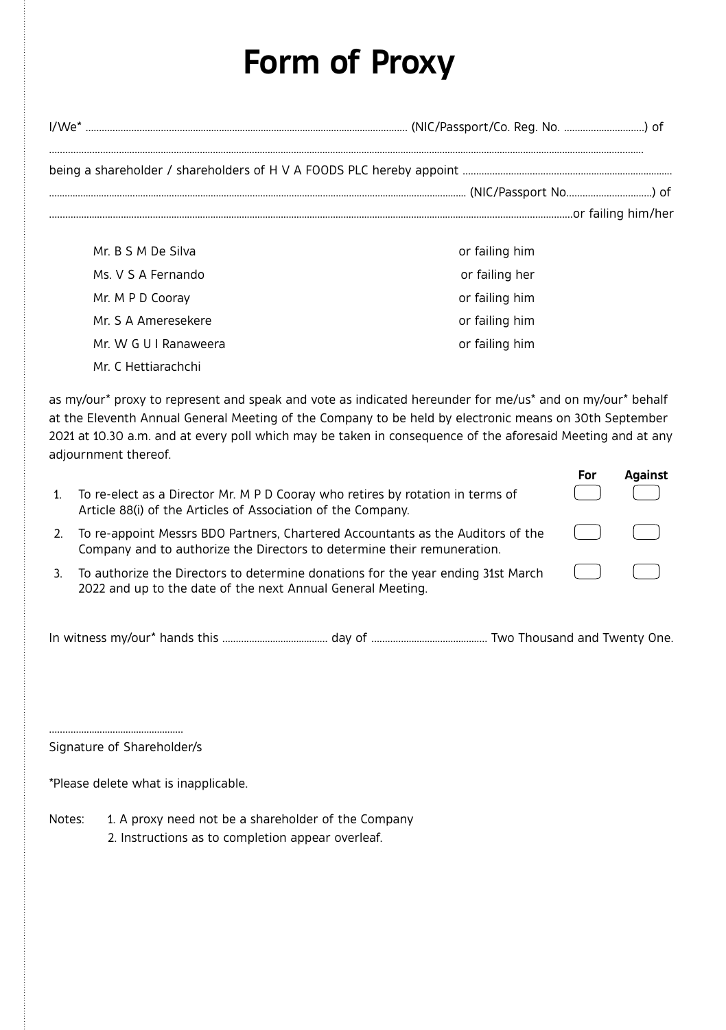# Form of Proxy

I/We* ........................................................................................................... (NIC/Passport/Co. Reg. No. ..............................) of

..................................................................................................................................................................................................

being a shareholder / shareholders of H V A FOODS PLC hereby appoint ..............................................................................

.............................................................................................................................................. (NIC/Passport No................................) of

.....................................................................................................................................................................................or failing him/her

| | |
|---|---|
| Mr. B S M De Silva | or failing him |
| Ms. V S A Fernando | or failing her |
| Mr. M P D Cooray | or failing him |
| Mr. S A Ameresekere | or failing him |
| Mr. W G U I Ranaweera | or failing him |
| Mr. C Hettiarachchi | |

as my/our* proxy to represent and speak and vote as indicated hereunder for me/us* and on my/our* behalf at the Eleventh Annual General Meeting of the Company to be held by electronic means on 30th September 2021 at 10.30 a.m. and at every poll which may be taken in consequence of the aforesaid Meeting and at any adjournment thereof.

| | | For | Against |
|---|---|---|---|
| 1. | To re-elect as a Director Mr. M P D Cooray who retires by rotation in terms of Article 88(i) of the Articles of Association of the Company. | ☐ | ☐ |
| 2. | To re-appoint Messrs BDO Partners, Chartered Accountants as the Auditors of the Company and to authorize the Directors to determine their remuneration. | ☐ | ☐ |
| 3. | To authorize the Directors to determine donations for the year ending 31st March 2022 and up to the date of the next Annual General Meeting. | ☐ | ☐ |

In witness my/our* hands this ....................................... day of ........................................... Two Thousand and Twenty One.

..................................................

Signature of Shareholder/s

*Please delete what is inapplicable.

Notes:
1. A proxy need not be a shareholder of the Company
2. Instructions as to completion appear overleaf.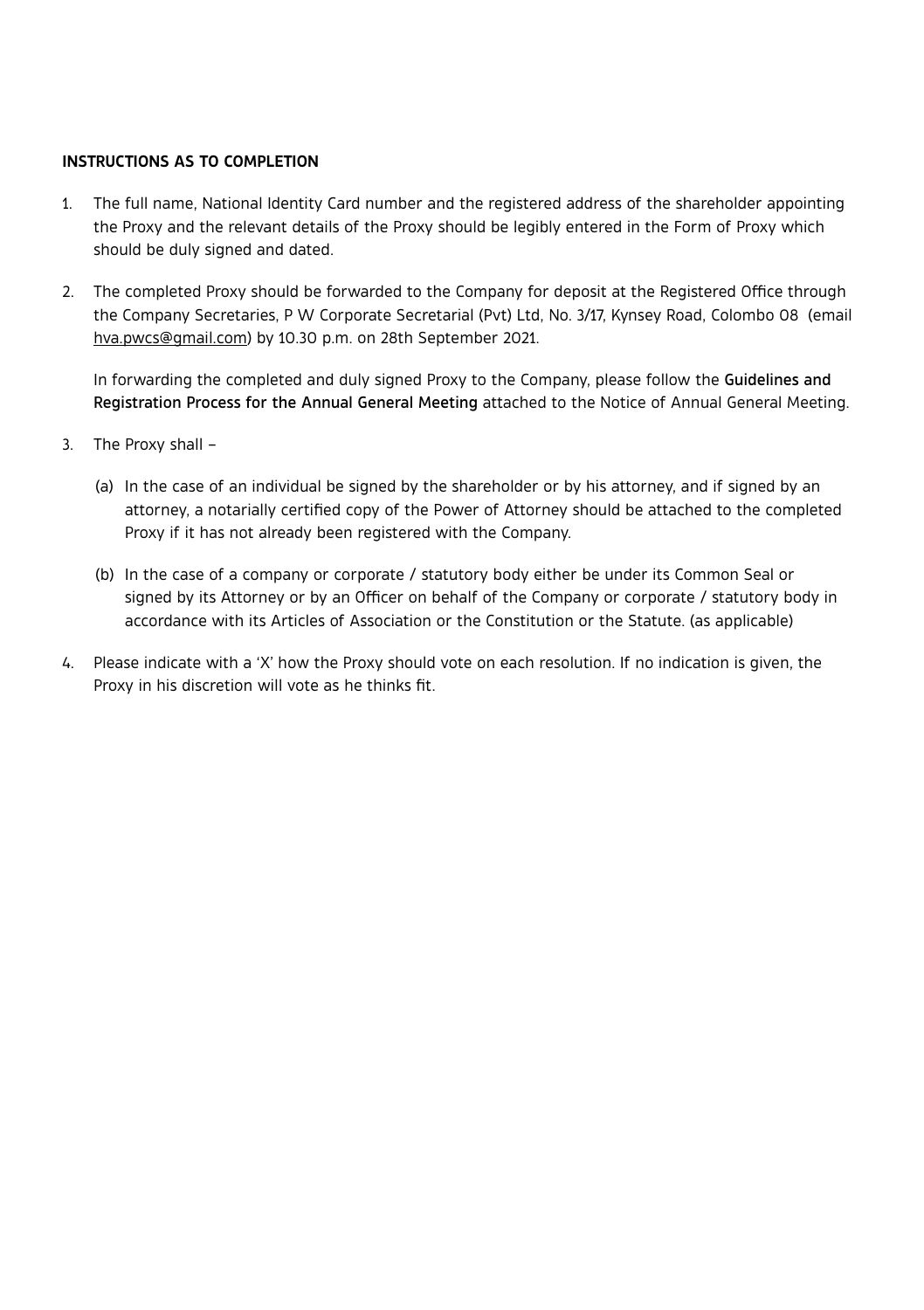**INSTRUCTIONS AS TO COMPLETION**

1. The full name, National Identity Card number and the registered address of the shareholder appointing the Proxy and the relevant details of the Proxy should be legibly entered in the Form of Proxy which should be duly signed and dated.

2. The completed Proxy should be forwarded to the Company for deposit at the Registered Office through the Company Secretaries, P W Corporate Secretarial (Pvt) Ltd, No. 3/17, Kynsey Road, Colombo 08 (email hva.pwcs@gmail.com) by 10.30 p.m. on 28th September 2021.

   In forwarding the completed and duly signed Proxy to the Company, please follow the **Guidelines and Registration Process for the Annual General Meeting** attached to the Notice of Annual General Meeting.

3. The Proxy shall –

   (a) In the case of an individual be signed by the shareholder or by his attorney, and if signed by an attorney, a notarially certified copy of the Power of Attorney should be attached to the completed Proxy if it has not already been registered with the Company.

   (b) In the case of a company or corporate / statutory body either be under its Common Seal or signed by its Attorney or by an Officer on behalf of the Company or corporate / statutory body in accordance with its Articles of Association or the Constitution or the Statute. (as applicable)

4. Please indicate with a 'X' how the Proxy should vote on each resolution. If no indication is given, the Proxy in his discretion will vote as he thinks fit.